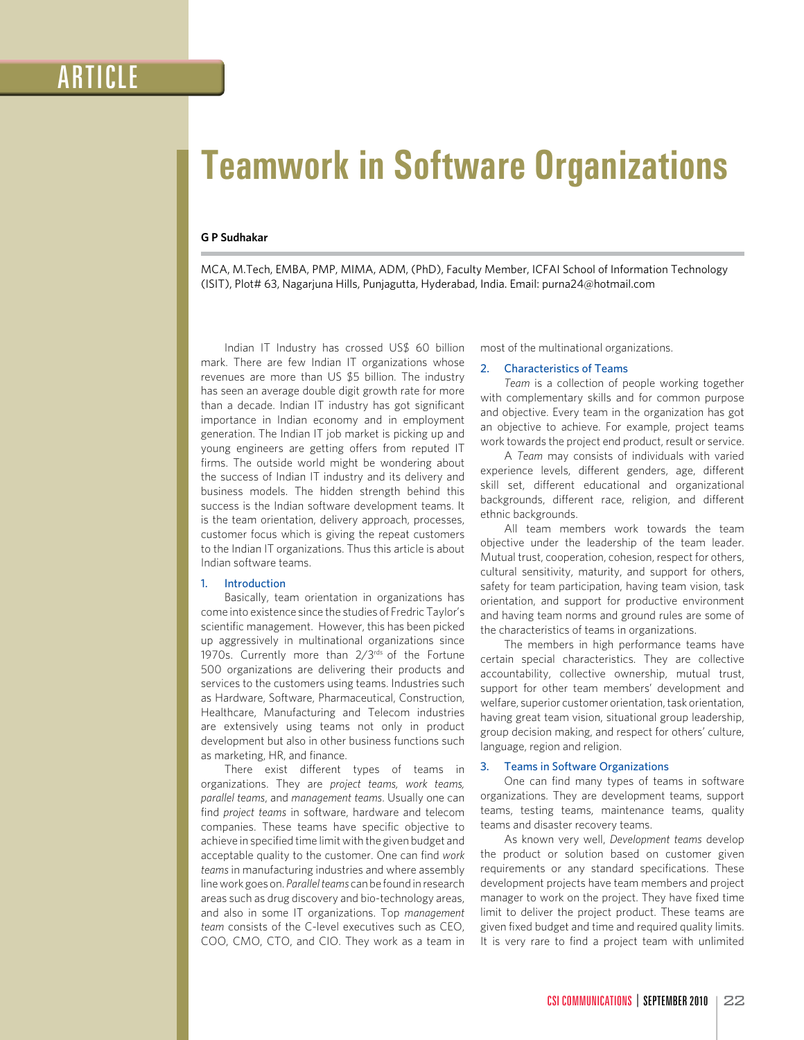# Teamwork in Software Organizations

**G P Sudhakar**

MCA, M.Tech, EMBA, PMP, MIMA, ADM, (PhD), Faculty Member, ICFAI School of Information Technology (ISIT), Plot# 63, Nagarjuna Hills, Punjagutta, Hyderabad, India. Email: purna24@hotmail.com

Indian IT Industry has crossed US$ 60 billion mark. There are few Indian IT organizations whose revenues are more than US $5 billion. The industry has seen an average double digit growth rate for more than a decade. Indian IT industry has got significant importance in Indian economy and in employment generation. The Indian IT job market is picking up and young engineers are getting offers from reputed IT firms. The outside world might be wondering about the success of Indian IT industry and its delivery and business models. The hidden strength behind this success is the Indian software development teams. It is the team orientation, delivery approach, processes, customer focus which is giving the repeat customers to the Indian IT organizations. Thus this article is about Indian software teams.

## 1. Introduction

Basically, team orientation in organizations has come into existence since the studies of Fredric Taylor's scientific management. However, this has been picked up aggressively in multinational organizations since 1970s. Currently more than 2/3rds of the Fortune 500 organizations are delivering their products and services to the customers using teams. Industries such as Hardware, Software, Pharmaceutical, Construction, Healthcare, Manufacturing and Telecom industries are extensively using teams not only in product development but also in other business functions such as marketing, HR, and finance.

There exist different types of teams in organizations. They are *project teams, work teams, parallel teams*, and *management teams*. Usually one can find *project teams* in software, hardware and telecom companies. These teams have specific objective to achieve in specified time limit with the given budget and acceptable quality to the customer. One can find *work teams* in manufacturing industries and where assembly line work goes on. *Parallel teams* can be found in research areas such as drug discovery and bio-technology areas, and also in some IT organizations. Top *management team* consists of the C-level executives such as CEO, COO, CMO, CTO, and CIO. They work as a team in most of the multinational organizations.

## 2. Characteristics of Teams

*Team* is a collection of people working together with complementary skills and for common purpose and objective. Every team in the organization has got an objective to achieve. For example, project teams work towards the project end product, result or service.

A *Team* may consists of individuals with varied experience levels, different genders, age, different skill set, different educational and organizational backgrounds, different race, religion, and different ethnic backgrounds.

All team members work towards the team objective under the leadership of the team leader. Mutual trust, cooperation, cohesion, respect for others, cultural sensitivity, maturity, and support for others, safety for team participation, having team vision, task orientation, and support for productive environment and having team norms and ground rules are some of the characteristics of teams in organizations.

The members in high performance teams have certain special characteristics. They are collective accountability, collective ownership, mutual trust, support for other team members' development and welfare, superior customer orientation, task orientation, having great team vision, situational group leadership, group decision making, and respect for others' culture, language, region and religion.

## 3. Teams in Software Organizations

One can find many types of teams in software organizations. They are development teams, support teams, testing teams, maintenance teams, quality teams and disaster recovery teams.

As known very well, *Development teams* develop the product or solution based on customer given requirements or any standard specifications. These development projects have team members and project manager to work on the project. They have fixed time limit to deliver the project product. These teams are given fixed budget and time and required quality limits. It is very rare to find a project team with unlimited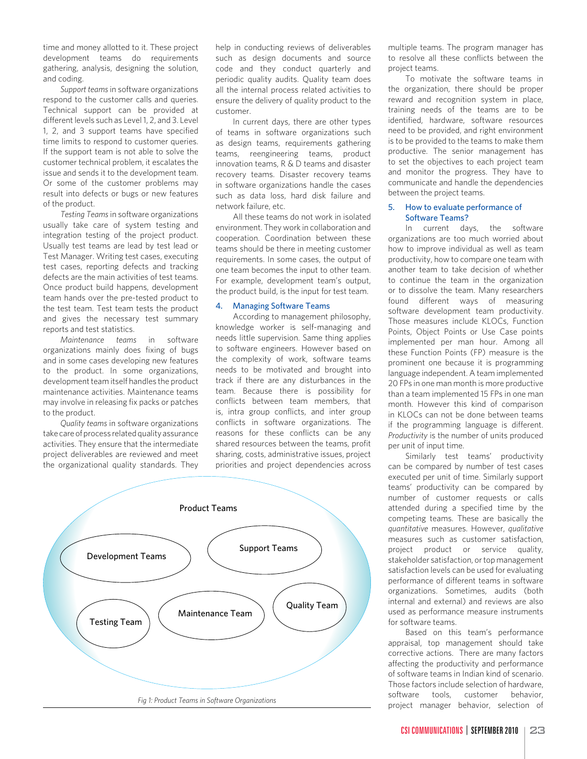time and money allotted to it. These project development teams do requirements gathering, analysis, designing the solution, and coding.

*Support teams* in software organizations respond to the customer calls and queries. Technical support can be provided at different levels such as Level 1, 2, and 3. Level 1, 2, and 3 support teams have specified time limits to respond to customer queries. If the support team is not able to solve the customer technical problem, it escalates the issue and sends it to the development team. Or some of the customer problems may result into defects or bugs or new features of the product.

*Testing Teams* in software organizations usually take care of system testing and integration testing of the project product. Usually test teams are lead by test lead or Test Manager. Writing test cases, executing test cases, reporting defects and tracking defects are the main activities of test teams. Once product build happens, development team hands over the pre-tested product to the test team. Test team tests the product and gives the necessary test summary reports and test statistics.

*Maintenance teams* in software organizations mainly does fixing of bugs and in some cases developing new features to the product. In some organizations, development team itself handles the product maintenance activities. Maintenance teams may involve in releasing fix packs or patches to the product.

*Quality teams* in software organizations take care of process related quality assurance activities. They ensure that the intermediate project deliverables are reviewed and meet the organizational quality standards. They help in conducting reviews of deliverables such as design documents and source code and they conduct quarterly and periodic quality audits. Quality team does all the internal process related activities to ensure the delivery of quality product to the customer.

In current days, there are other types of teams in software organizations such as design teams, requirements gathering teams, reengineering teams, product innovation teams, R & D teams and disaster recovery teams. Disaster recovery teams in software organizations handle the cases such as data loss, hard disk failure and network failure, etc.

All these teams do not work in isolated environment. They work in collaboration and cooperation. Coordination between these teams should be there in meeting customer requirements. In some cases, the output of one team becomes the input to other team. For example, development team's output, the product build, is the input for test team.

## 4. Managing Software Teams

According to management philosophy, knowledge worker is self-managing and needs little supervision. Same thing applies to software engineers. However based on the complexity of work, software teams needs to be motivated and brought into track if there are any disturbances in the team. Because there is possibility for conflicts between team members, that is, intra group conflicts, and inter group conflicts in software organizations. The reasons for these conflicts can be any shared resources between the teams, profit sharing, costs, administrative issues, project priorities and project dependencies across multiple teams. The program manager has to resolve all these conflicts between the project teams.

To motivate the software teams in the organization, there should be proper reward and recognition system in place, training needs of the teams are to be identified, hardware, software resources need to be provided, and right environment is to be provided to the teams to make them productive. The senior management has to set the objectives to each project team and monitor the progress. They have to communicate and handle the dependencies between the project teams.

## 5. How to evaluate performance of Software Teams?

In current days, the software organizations are too much worried about how to improve individual as well as team productivity, how to compare one team with another team to take decision of whether to continue the team in the organization or to dissolve the team. Many researchers found different ways of measuring software development team productivity. Those measures include KLOCs, Function Points, Object Points or Use Case points implemented per man hour. Among all these Function Points (FP) measure is the prominent one because it is programming language independent. A team implemented 20 FPs in one man month is more productive than a team implemented 15 FPs in one man month. However this kind of comparison in KLOCs can not be done between teams if the programming language is different. *Productivity* is the number of units produced per unit of input time.

Similarly test teams' productivity can be compared by number of test cases executed per unit of time. Similarly support teams' productivity can be compared by number of customer requests or calls attended during a specified time by the competing teams. These are basically the *quantitative* measures. However, *qualitative* measures such as customer satisfaction, project product or service quality, stakeholder satisfaction, or top management satisfaction levels can be used for evaluating performance of different teams in software organizations. Sometimes, audits (both internal and external) and reviews are also used as performance measure instruments for software teams.

Based on this team's performance appraisal, top management should take corrective actions. There are many factors affecting the productivity and performance of software teams in Indian kind of scenario. Those factors include selection of hardware, software tools, customer behavior, project manager behavior, selection of

Product Teams: Development Teams, Support Teams, Testing Team, Maintenance Team, Quality Team

*Fig 1: Product Teams in Software Organizations*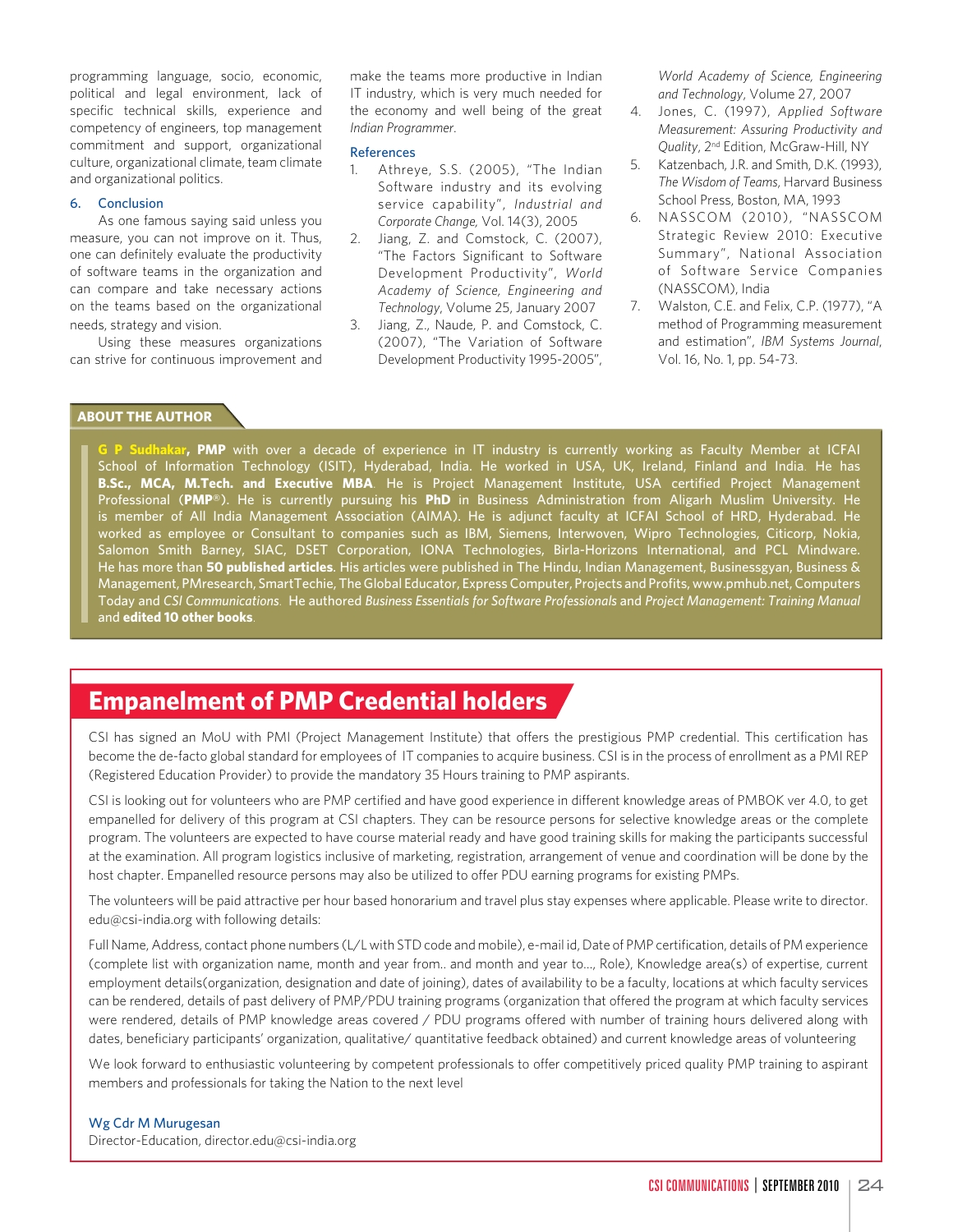programming language, socio, economic, political and legal environment, lack of specific technical skills, experience and competency of engineers, top management commitment and support, organizational culture, organizational climate, team climate and organizational politics.

## 6. Conclusion

As one famous saying said unless you measure, you can not improve on it. Thus, one can definitely evaluate the productivity of software teams in the organization and can compare and take necessary actions on the teams based on the organizational needs, strategy and vision.

Using these measures organizations can strive for continuous improvement and make the teams more productive in Indian IT industry, which is very much needed for the economy and well being of the great *Indian Programmer*.

## References

1. Athreye, S.S. (2005), "The Indian Software industry and its evolving service capability", *Industrial and Corporate Change*, Vol. 14(3), 2005
2. Jiang, Z. and Comstock, C. (2007), "The Factors Significant to Software Development Productivity", *World Academy of Science, Engineering and Technology*, Volume 25, January 2007
3. Jiang, Z., Naude, P. and Comstock, C. (2007), "The Variation of Software Development Productivity 1995-2005", *World Academy of Science, Engineering and Technology*, Volume 27, 2007
4. Jones, C. (1997), *Applied Software Measurement: Assuring Productivity and Quality*, 2nd Edition, McGraw-Hill, NY
5. Katzenbach, J.R. and Smith, D.K. (1993), *The Wisdom of Teams*, Harvard Business School Press, Boston, MA, 1993
6. NASSCOM (2010), "NASSCOM Strategic Review 2010: Executive Summary", National Association of Software Service Companies (NASSCOM), India
7. Walston, C.E. and Felix, C.P. (1977), "A method of Programming measurement and estimation", *IBM Systems Journal*, Vol. 16, No. 1, pp. 54-73.

### ABOUT THE AUTHOR

**G P Sudhakar, PMP** with over a decade of experience in IT industry is currently working as Faculty Member at ICFAI School of Information Technology (ISIT), Hyderabad, India. He worked in USA, UK, Ireland, Finland and India. He has **B.Sc., MCA, M.Tech. and Executive MBA**. He is Project Management Institute, USA certified Project Management Professional (**PMP**®). He is currently pursuing his **PhD** in Business Administration from Aligarh Muslim University. He is member of All India Management Association (AIMA). He is adjunct faculty at ICFAI School of HRD, Hyderabad. He worked as employee or Consultant to companies such as IBM, Siemens, Interwoven, Wipro Technologies, Citicorp, Nokia, Salomon Smith Barney, SIAC, DSET Corporation, IONA Technologies, Birla-Horizons International, and PCL Mindware. He has more than **50 published articles**. His articles were published in The Hindu, Indian Management, Businessgyan, Business & Management, PMresearch, SmartTechie, The Global Educator, Express Computer, Projects and Profits, www.pmhub.net, Computers Today and *CSI Communications*. He authored *Business Essentials for Software Professionals* and *Project Management: Training Manual* and **edited 10 other books**.

# Empanelment of PMP Credential holders

CSI has signed an MoU with PMI (Project Management Institute) that offers the prestigious PMP credential. This certification has become the de-facto global standard for employees of IT companies to acquire business. CSI is in the process of enrollment as a PMI REP (Registered Education Provider) to provide the mandatory 35 Hours training to PMP aspirants.

CSI is looking out for volunteers who are PMP certified and have good experience in different knowledge areas of PMBOK ver 4.0, to get empanelled for delivery of this program at CSI chapters. They can be resource persons for selective knowledge areas or the complete program. The volunteers are expected to have course material ready and have good training skills for making the participants successful at the examination. All program logistics inclusive of marketing, registration, arrangement of venue and coordination will be done by the host chapter. Empanelled resource persons may also be utilized to offer PDU earning programs for existing PMPs.

The volunteers will be paid attractive per hour based honorarium and travel plus stay expenses where applicable. Please write to director.edu@csi-india.org with following details:

Full Name, Address, contact phone numbers (L/L with STD code and mobile), e-mail id, Date of PMP certification, details of PM experience (complete list with organization name, month and year from.. and month and year to..., Role), Knowledge area(s) of expertise, current employment details(organization, designation and date of joining), dates of availability to be a faculty, locations at which faculty services can be rendered, details of past delivery of PMP/PDU training programs (organization that offered the program at which faculty services were rendered, details of PMP knowledge areas covered / PDU programs offered with number of training hours delivered along with dates, beneficiary participants' organization, qualitative/ quantitative feedback obtained) and current knowledge areas of volunteering

We look forward to enthusiastic volunteering by competent professionals to offer competitively priced quality PMP training to aspirant members and professionals for taking the Nation to the next level

Wg Cdr M Murugesan
Director-Education, director.edu@csi-india.org